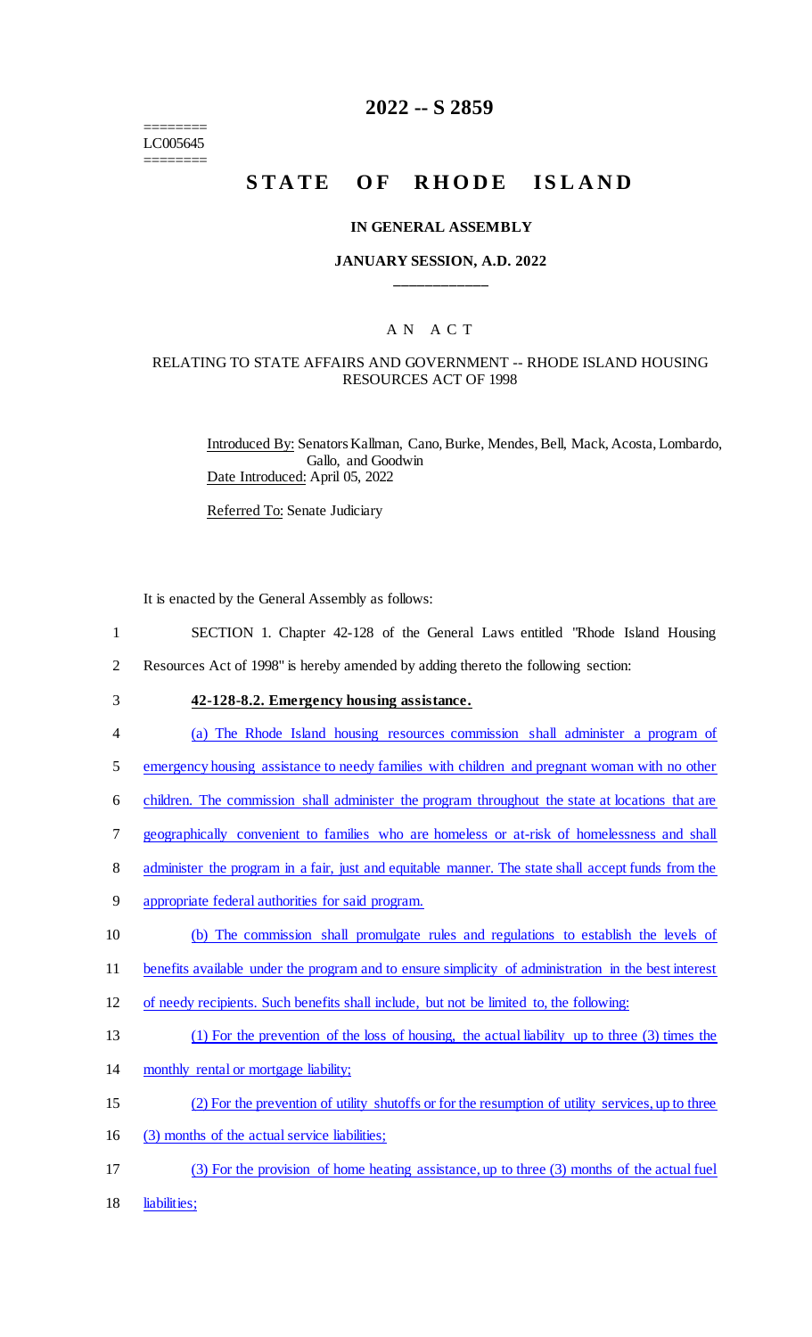========
LC005645
========

# 2022 -- S 2859

# STATE OF RHODE ISLAND

### IN GENERAL ASSEMBLY

### JANUARY SESSION, A.D. 2022

____________

A N A C T

RELATING TO STATE AFFAIRS AND GOVERNMENT -- RHODE ISLAND HOUSING RESOURCES ACT OF 1998

Introduced By: Senators Kallman, Cano, Burke, Mendes, Bell, Mack, Acosta, Lombardo, Gallo, and Goodwin

Date Introduced: April 05, 2022

Referred To: Senate Judiciary

It is enacted by the General Assembly as follows:

1 SECTION 1. Chapter 42-128 of the General Laws entitled "Rhode Island Housing
2 Resources Act of 1998" is hereby amended by adding thereto the following section:

3 **42-128-8.2. Emergency housing assistance.**

4 (a) The Rhode Island housing resources commission shall administer a program of
5 emergency housing assistance to needy families with children and pregnant woman with no other
6 children. The commission shall administer the program throughout the state at locations that are
7 geographically convenient to families who are homeless or at-risk of homelessness and shall
8 administer the program in a fair, just and equitable manner. The state shall accept funds from the
9 appropriate federal authorities for said program.

10 (b) The commission shall promulgate rules and regulations to establish the levels of
11 benefits available under the program and to ensure simplicity of administration in the best interest
12 of needy recipients. Such benefits shall include, but not be limited to, the following:

13 (1) For the prevention of the loss of housing, the actual liability up to three (3) times the
14 monthly rental or mortgage liability;

15 (2) For the prevention of utility shutoffs or for the resumption of utility services, up to three
16 (3) months of the actual service liabilities;

17 (3) For the provision of home heating assistance, up to three (3) months of the actual fuel
18 liabilities;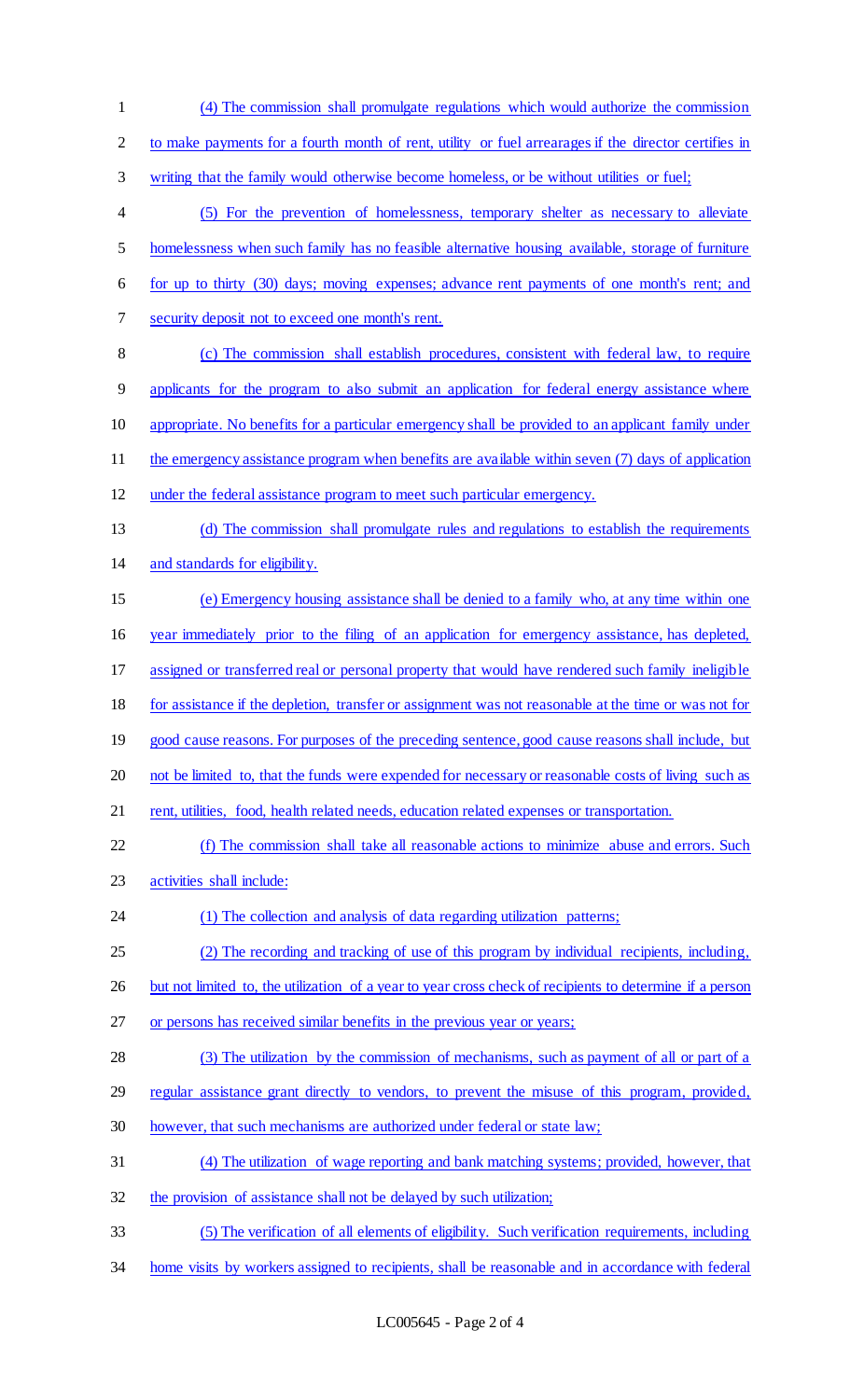(4) The commission shall promulgate regulations which would authorize the commission to make payments for a fourth month of rent, utility or fuel arrearages if the director certifies in writing that the family would otherwise become homeless, or be without utilities or fuel;

(5) For the prevention of homelessness, temporary shelter as necessary to alleviate homelessness when such family has no feasible alternative housing available, storage of furniture for up to thirty (30) days; moving expenses; advance rent payments of one month's rent; and security deposit not to exceed one month's rent.

(c) The commission shall establish procedures, consistent with federal law, to require applicants for the program to also submit an application for federal energy assistance where appropriate. No benefits for a particular emergency shall be provided to an applicant family under the emergency assistance program when benefits are available within seven (7) days of application under the federal assistance program to meet such particular emergency.

(d) The commission shall promulgate rules and regulations to establish the requirements and standards for eligibility.

(e) Emergency housing assistance shall be denied to a family who, at any time within one year immediately prior to the filing of an application for emergency assistance, has depleted, assigned or transferred real or personal property that would have rendered such family ineligible for assistance if the depletion, transfer or assignment was not reasonable at the time or was not for good cause reasons. For purposes of the preceding sentence, good cause reasons shall include, but not be limited to, that the funds were expended for necessary or reasonable costs of living such as rent, utilities, food, health related needs, education related expenses or transportation.

(f) The commission shall take all reasonable actions to minimize abuse and errors. Such activities shall include:

(1) The collection and analysis of data regarding utilization patterns;

(2) The recording and tracking of use of this program by individual recipients, including, but not limited to, the utilization of a year to year cross check of recipients to determine if a person or persons has received similar benefits in the previous year or years;

(3) The utilization by the commission of mechanisms, such as payment of all or part of a regular assistance grant directly to vendors, to prevent the misuse of this program, provided, however, that such mechanisms are authorized under federal or state law;

(4) The utilization of wage reporting and bank matching systems; provided, however, that the provision of assistance shall not be delayed by such utilization;

(5) The verification of all elements of eligibility. Such verification requirements, including home visits by workers assigned to recipients, shall be reasonable and in accordance with federal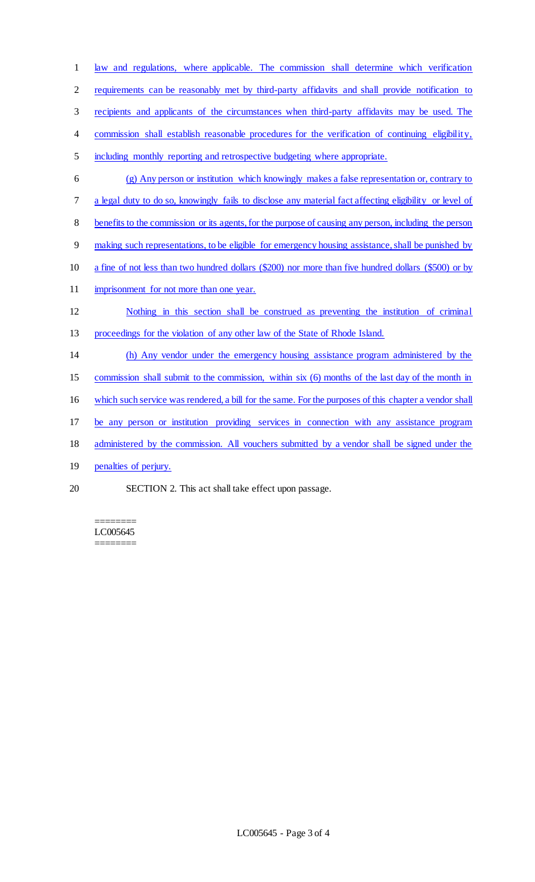law and regulations, where applicable. The commission shall determine which verification requirements can be reasonably met by third-party affidavits and shall provide notification to recipients and applicants of the circumstances when third-party affidavits may be used. The commission shall establish reasonable procedures for the verification of continuing eligibility, including monthly reporting and retrospective budgeting where appropriate.

(g) Any person or institution which knowingly makes a false representation or, contrary to a legal duty to do so, knowingly fails to disclose any material fact affecting eligibility or level of benefits to the commission or its agents, for the purpose of causing any person, including the person making such representations, to be eligible for emergency housing assistance, shall be punished by a fine of not less than two hundred dollars ($200) nor more than five hundred dollars ($500) or by imprisonment for not more than one year.

Nothing in this section shall be construed as preventing the institution of criminal proceedings for the violation of any other law of the State of Rhode Island.

(h) Any vendor under the emergency housing assistance program administered by the commission shall submit to the commission, within six (6) months of the last day of the month in which such service was rendered, a bill for the same. For the purposes of this chapter a vendor shall be any person or institution providing services in connection with any assistance program administered by the commission. All vouchers submitted by a vendor shall be signed under the penalties of perjury.

SECTION 2. This act shall take effect upon passage.

========
LC005645
========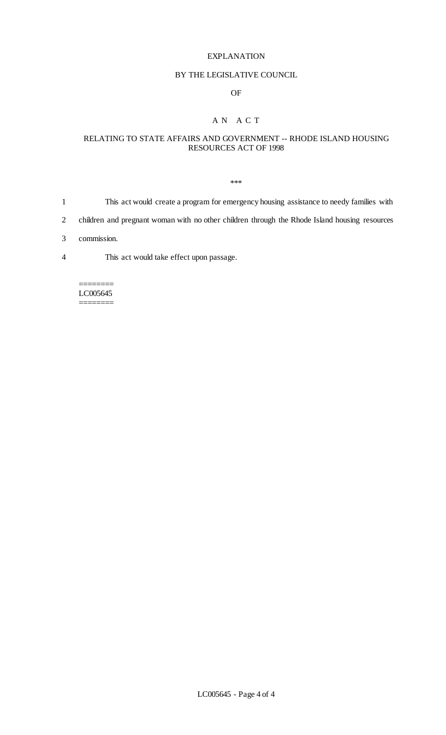EXPLANATION

BY THE LEGISLATIVE COUNCIL

OF

A N A C T

RELATING TO STATE AFFAIRS AND GOVERNMENT -- RHODE ISLAND HOUSING RESOURCES ACT OF 1998

\*\*\*

1 This act would create a program for emergency housing assistance to needy families with
2 children and pregnant woman with no other children through the Rhode Island housing resources
3 commission.

4 This act would take effect upon passage.

========
LC005645
========